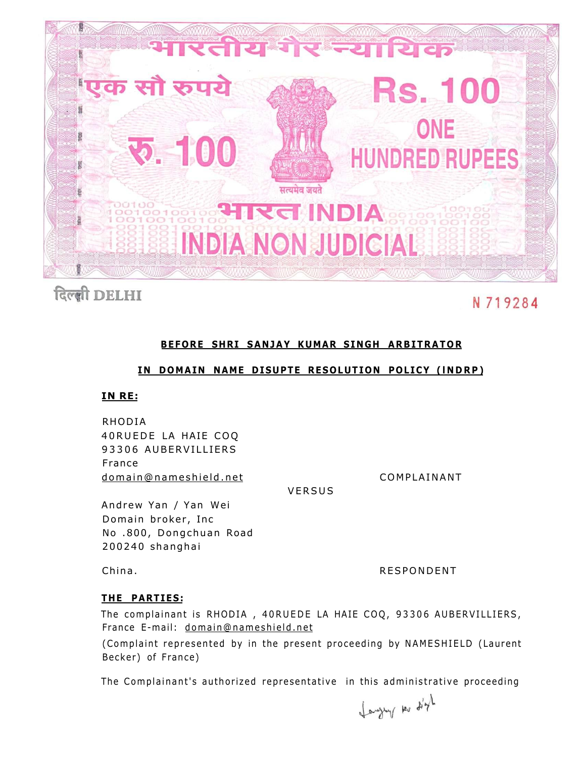भारतीय गैर न्यायिक

एक सौ रुपये

Rs. 100

रु. 100

ONE HUNDRED RUPEES

सत्यमेव जयते

भारत INDIA

INDIA NON JUDICIAL

दिल्ली DELHI

N 719284

**BEFORE SHRI SANJAY KUMAR SINGH ARBITRATOR**

**IN DOMAIN NAME DISUPTE RESOLUTION POLICY (INDRP)**

**IN RE:**

RHODIA
40RUEDE LA HAIE COQ
93306 AUBERVILLIERS
France
domain@nameshield.net — COMPLAINANT

VERSUS

Andrew Yan / Yan Wei
Domain broker, Inc
No .800, Dongchuan Road
200240 shanghai

China. — RESPONDENT

**THE PARTIES:**

The complainant is RHODIA , 40RUEDE LA HAIE COQ, 93306 AUBERVILLIERS, France E-mail: domain@nameshield.net

(Complaint represented by in the present proceeding by NAMESHIELD (Laurent Becker) of France)

The Complainant's authorized representative in this administrative proceeding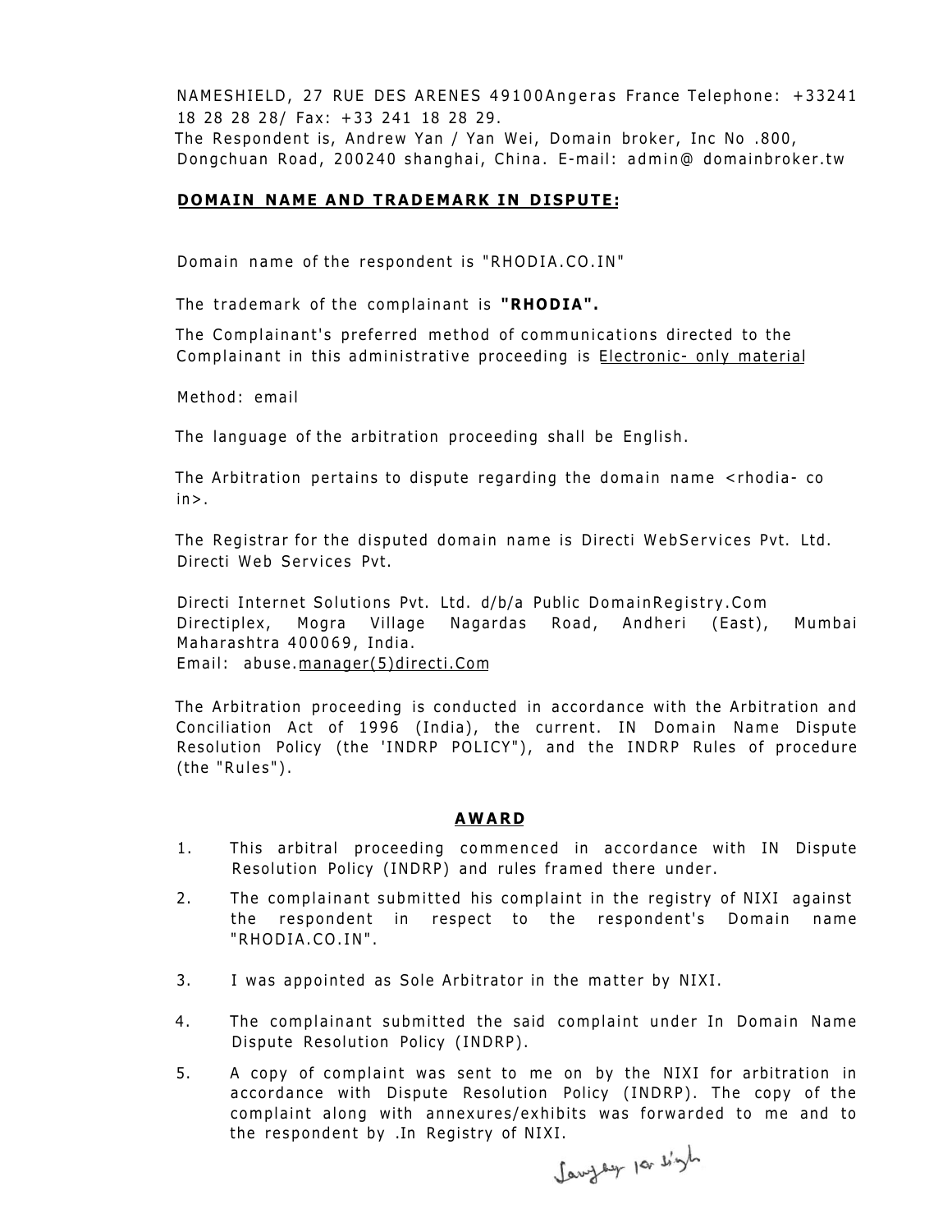NAMESHIELD, 27 RUE DES ARENES 49100Angeras France Telephone: +33241 18 28 28 28/ Fax: +33 241 18 28 29.
The Respondent is, Andrew Yan / Yan Wei, Domain broker, Inc No .800, Dongchuan Road, 200240 shanghai, China. E-mail: admin@ domainbroker.tw

**DOMAIN NAME AND TRADEMARK IN DISPUTE:**

Domain name of the respondent is "RHODIA.CO.IN"

The trademark of the complainant is **"RHODIA".**

The Complainant's preferred method of communications directed to the Complainant in this administrative proceeding is Electronic- only material

Method: email

The language of the arbitration proceeding shall be English.

The Arbitration pertains to dispute regarding the domain name <rhodia- co in>.

The Registrar for the disputed domain name is Directi WebServices Pvt. Ltd. Directi Web Services Pvt.

Directi Internet Solutions Pvt. Ltd. d/b/a Public DomainRegistry.Com
Directiplex, Mogra Village Nagardas Road, Andheri (East), Mumbai Maharashtra 400069, India.
Email: abuse.manager(5)directi.Com

The Arbitration proceeding is conducted in accordance with the Arbitration and Conciliation Act of 1996 (India), the current. IN Domain Name Dispute Resolution Policy (the 'INDRP POLICY"), and the INDRP Rules of procedure (the "Rules").

**AWARD**

1. This arbitral proceeding commenced in accordance with IN Dispute Resolution Policy (INDRP) and rules framed there under.
2. The complainant submitted his complaint in the registry of NIXI against the respondent in respect to the respondent's Domain name "RHODIA.CO.IN".
3. I was appointed as Sole Arbitrator in the matter by NIXI.
4. The complainant submitted the said complaint under In Domain Name Dispute Resolution Policy (INDRP).
5. A copy of complaint was sent to me on by the NIXI for arbitration in accordance with Dispute Resolution Policy (INDRP). The copy of the complaint along with annexures/exhibits was forwarded to me and to the respondent by .In Registry of NIXI.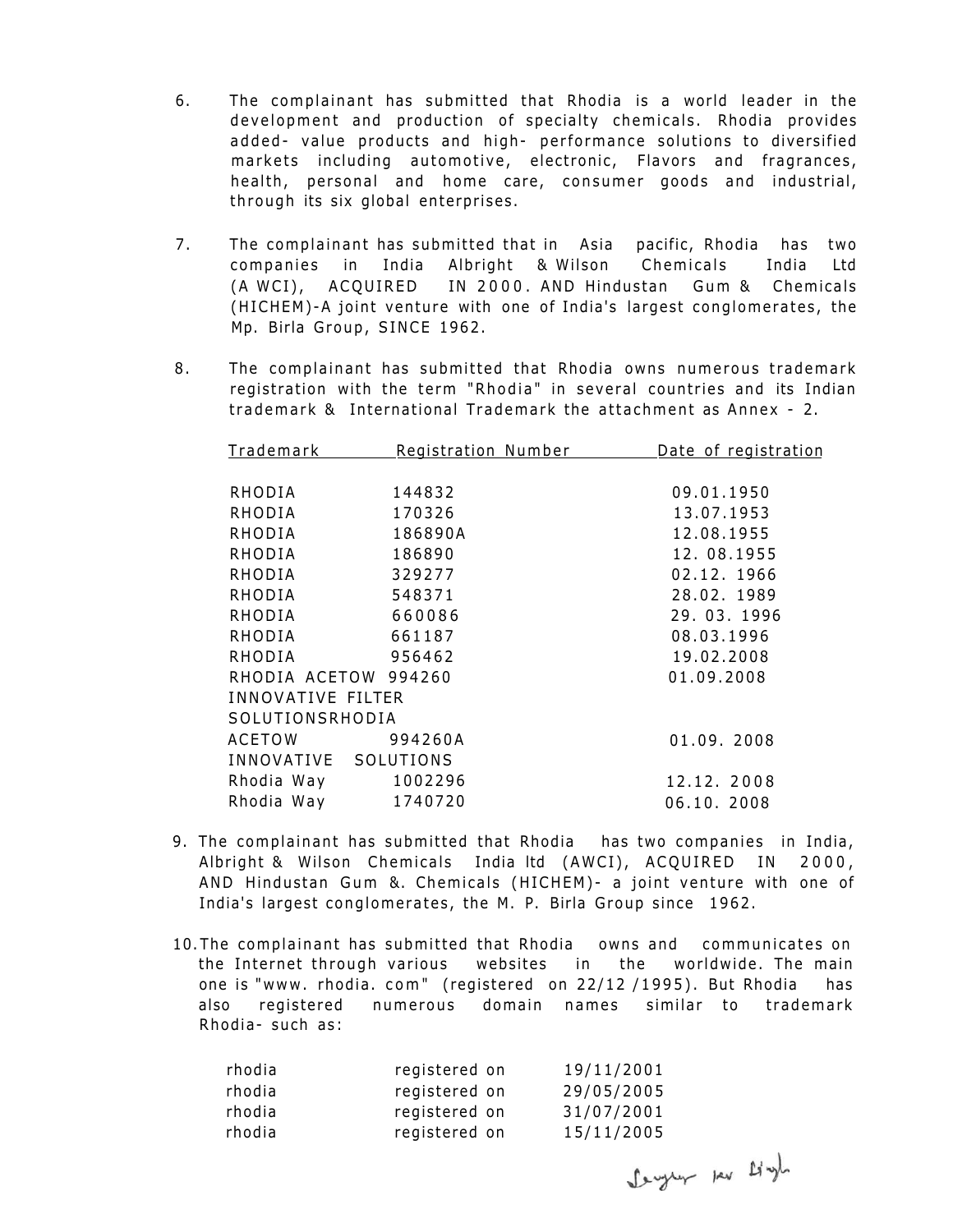6. The complainant has submitted that Rhodia is a world leader in the development and production of specialty chemicals. Rhodia provides added- value products and high- performance solutions to diversified markets including automotive, electronic, Flavors and fragrances, health, personal and home care, consumer goods and industrial, through its six global enterprises.

7. The complainant has submitted that in Asia pacific, Rhodia has two companies in India Albright & Wilson Chemicals India Ltd (A WCI), ACQUIRED IN 2000. AND Hindustan Gum & Chemicals (HICHEM)-A joint venture with one of India's largest conglomerates, the Mp. Birla Group, SINCE 1962.

8. The complainant has submitted that Rhodia owns numerous trademark registration with the term "Rhodia" in several countries and its Indian trademark & International Trademark the attachment as Annex - 2.

| Trademark | Registration Number | Date of registration |
|---|---|---|
| RHODIA | 144832 | 09.01.1950 |
| RHODIA | 170326 | 13.07.1953 |
| RHODIA | 186890A | 12.08.1955 |
| RHODIA | 186890 | 12. 08.1955 |
| RHODIA | 329277 | 02.12. 1966 |
| RHODIA | 548371 | 28.02. 1989 |
| RHODIA | 660086 | 29. 03. 1996 |
| RHODIA | 661187 | 08.03.1996 |
| RHODIA | 956462 | 19.02.2008 |
| RHODIA ACETOW INNOVATIVE FILTER SOLUTIONSRHODIA | 994260 | 01.09.2008 |
| ACETOW INNOVATIVE SOLUTIONS | 994260A | 01.09. 2008 |
| Rhodia Way | 1002296 | 12.12. 2008 |
| Rhodia Way | 1740720 | 06.10. 2008 |

9. The complainant has submitted that Rhodia has two companies in India, Albright & Wilson Chemicals India ltd (AWCI), ACQUIRED IN 2000, AND Hindustan Gum &. Chemicals (HICHEM)- a joint venture with one of India's largest conglomerates, the M. P. Birla Group since 1962.

10. The complainant has submitted that Rhodia owns and communicates on the Internet through various websites in the worldwide. The main one is "www. rhodia. com" (registered on 22/12 /1995). But Rhodia has also registered numerous domain names similar to trademark Rhodia- such as:

| | | |
|---|---|---|
| rhodia | registered on | 19/11/2001 |
| rhodia | registered on | 29/05/2005 |
| rhodia | registered on | 31/07/2001 |
| rhodia | registered on | 15/11/2005 |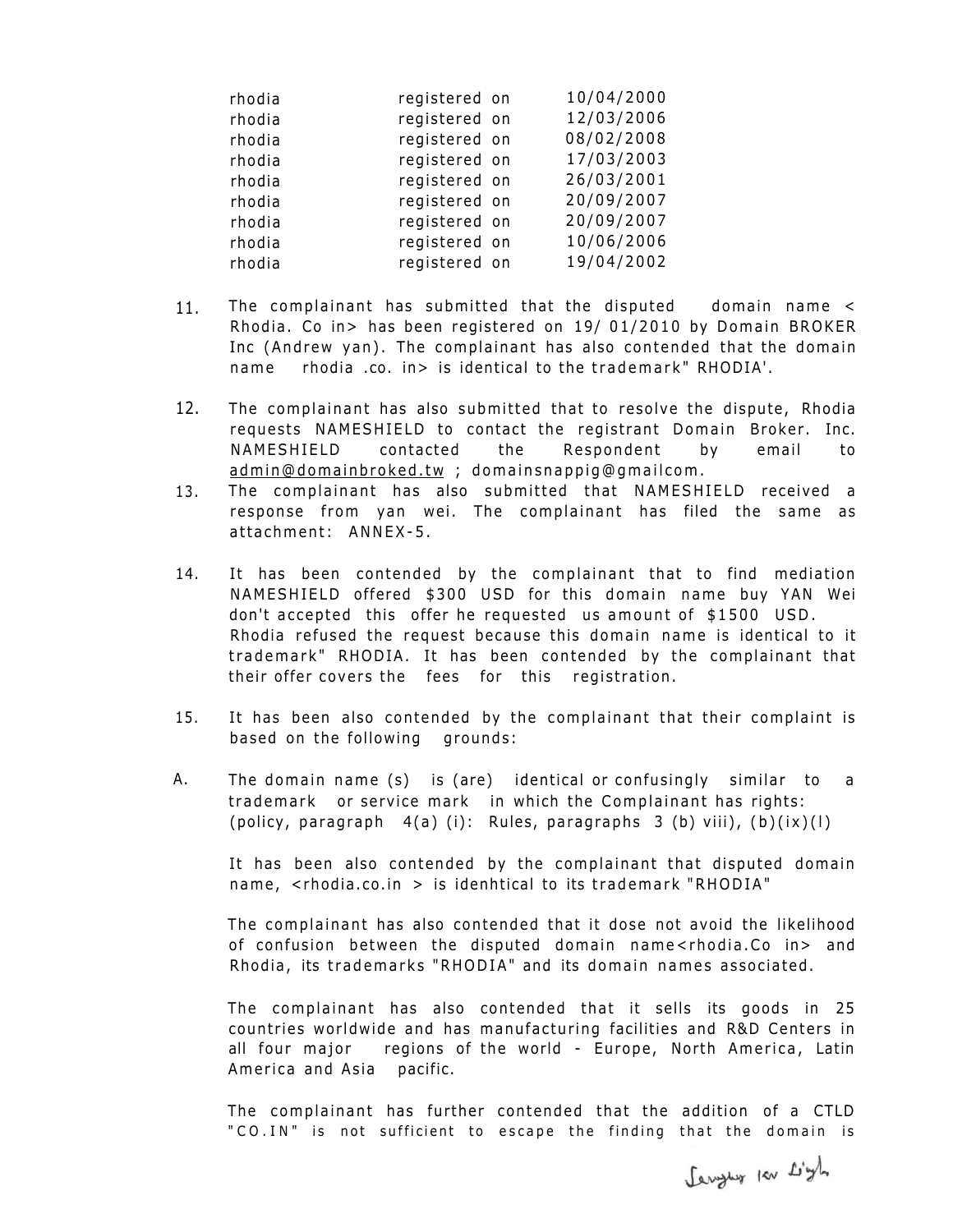| | | |
|---|---|---|
| rhodia | registered on | 10/04/2000 |
| rhodia | registered on | 12/03/2006 |
| rhodia | registered on | 08/02/2008 |
| rhodia | registered on | 17/03/2003 |
| rhodia | registered on | 26/03/2001 |
| rhodia | registered on | 20/09/2007 |
| rhodia | registered on | 20/09/2007 |
| rhodia | registered on | 10/06/2006 |
| rhodia | registered on | 19/04/2002 |

11. The complainant has submitted that the disputed domain name < Rhodia. Co in> has been registered on 19/ 01/2010 by Domain BROKER Inc (Andrew yan). The complainant has also contended that the domain name rhodia .co. in> is identical to the trademark" RHODIA'.

12. The complainant has also submitted that to resolve the dispute, Rhodia requests NAMESHIELD to contact the registrant Domain Broker. Inc. NAMESHIELD contacted the Respondent by email to admin@domainbroked.tw ; domainsnappig@gmailcom.

13. The complainant has also submitted that NAMESHIELD received a response from yan wei. The complainant has filed the same as attachment: ANNEX-5.

14. It has been contended by the complainant that to find mediation NAMESHIELD offered $300 USD for this domain name buy YAN Wei don't accepted this offer he requested us amount of $1500 USD. Rhodia refused the request because this domain name is identical to it trademark" RHODIA. It has been contended by the complainant that their offer covers the fees for this registration.

15. It has been also contended by the complainant that their complaint is based on the following grounds:

A. The domain name (s) is (are) identical or confusingly similar to a trademark or service mark in which the Complainant has rights: (policy, paragraph 4(a) (i): Rules, paragraphs 3 (b) viii), (b)(ix)(l)

It has been also contended by the complainant that disputed domain name, <rhodia.co.in > is idenhtical to its trademark "RHODIA"

The complainant has also contended that it dose not avoid the likelihood of confusion between the disputed domain name<rhodia.Co in> and Rhodia, its trademarks "RHODIA" and its domain names associated.

The complainant has also contended that it sells its goods in 25 countries worldwide and has manufacturing facilities and R&D Centers in all four major regions of the world - Europe, North America, Latin America and Asia pacific.

The complainant has further contended that the addition of a CTLD "CO.IN" is not sufficient to escape the finding that the domain is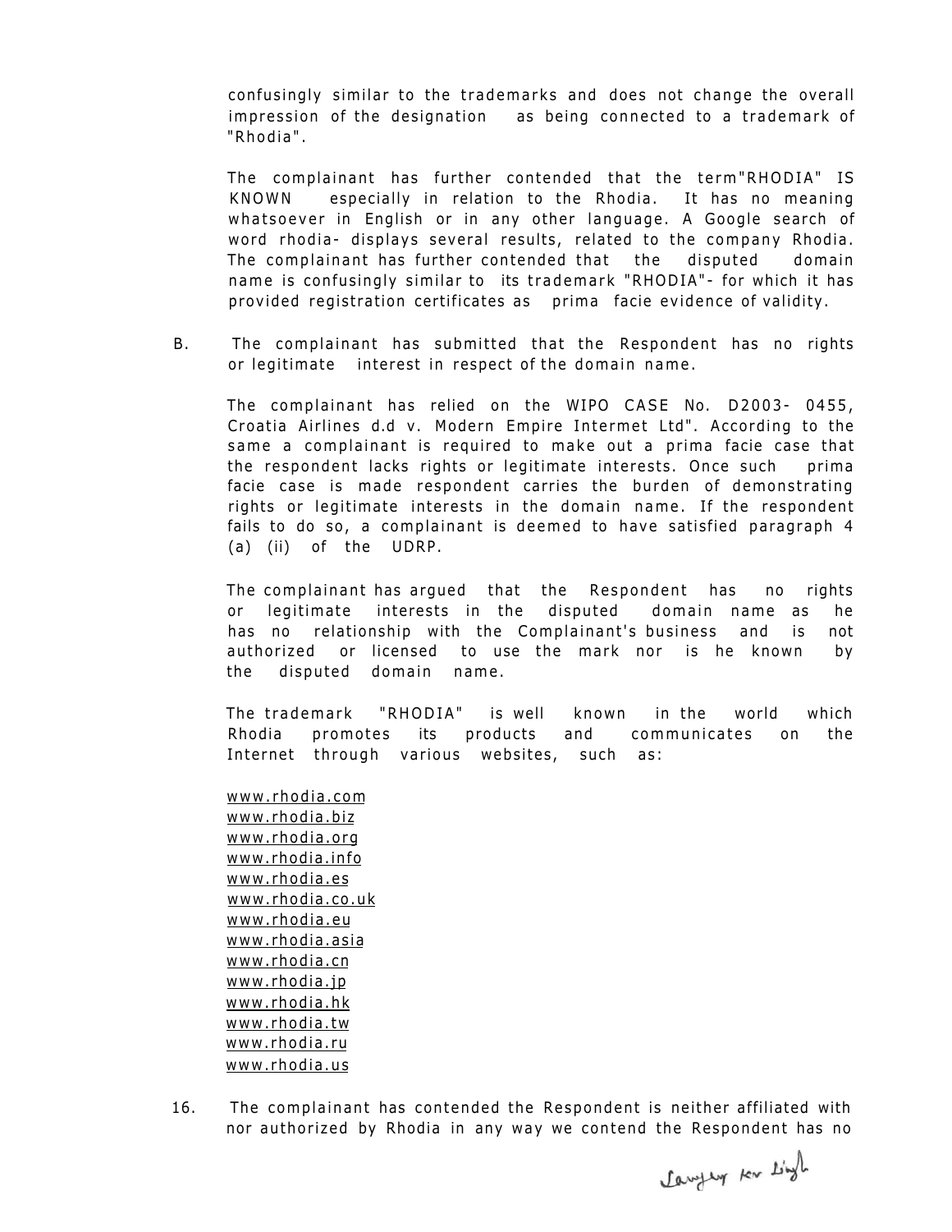confusingly similar to the trademarks and does not change the overall impression of the designation as being connected to a trademark of "Rhodia".

The complainant has further contended that the term"RHODIA" IS KNOWN especially in relation to the Rhodia. It has no meaning whatsoever in English or in any other language. A Google search of word rhodia- displays several results, related to the company Rhodia. The complainant has further contended that the disputed domain name is confusingly similar to its trademark "RHODIA"- for which it has provided registration certificates as prima facie evidence of validity.

B. The complainant has submitted that the Respondent has no rights or legitimate interest in respect of the domain name.

The complainant has relied on the WIPO CASE No. D2003- 0455, Croatia Airlines d.d v. Modern Empire Intermet Ltd". According to the same a complainant is required to make out a prima facie case that the respondent lacks rights or legitimate interests. Once such prima facie case is made respondent carries the burden of demonstrating rights or legitimate interests in the domain name. If the respondent fails to do so, a complainant is deemed to have satisfied paragraph 4 (a) (ii) of the UDRP.

The complainant has argued that the Respondent has no rights or legitimate interests in the disputed domain name as he has no relationship with the Complainant's business and is not authorized or licensed to use the mark nor is he known by the disputed domain name.

The trademark "RHODIA" is well known in the world which Rhodia promotes its products and communicates on the Internet through various websites, such as:

www.rhodia.com
www.rhodia.biz
www.rhodia.org
www.rhodia.info
www.rhodia.es
www.rhodia.co.uk
www.rhodia.eu
www.rhodia.asia
www.rhodia.cn
www.rhodia.jp
www.rhodia.hk
www.rhodia.tw
www.rhodia.ru
www.rhodia.us

16. The complainant has contended the Respondent is neither affiliated with nor authorized by Rhodia in any way we contend the Respondent has no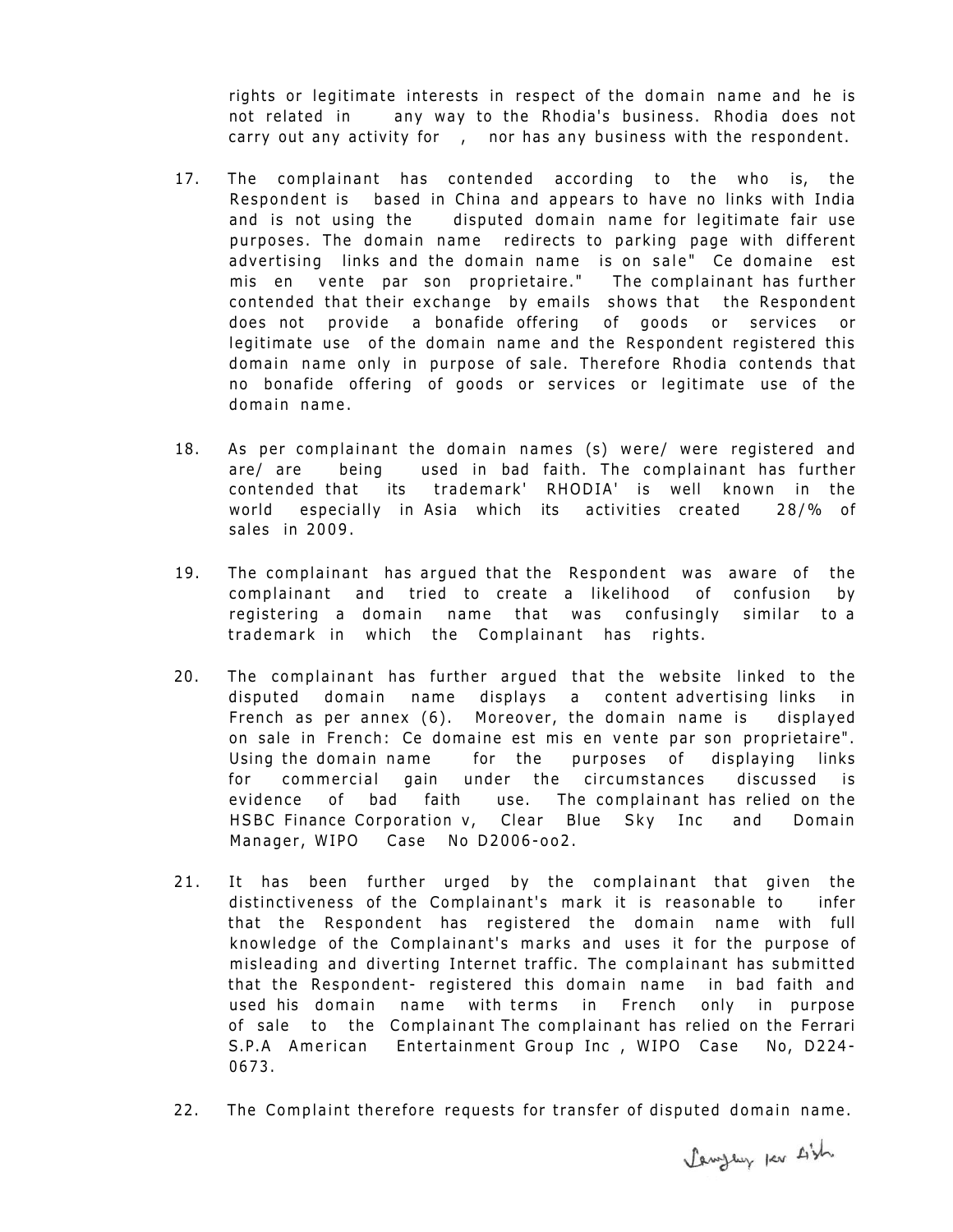rights or legitimate interests in respect of the domain name and he is not related in any way to the Rhodia's business. Rhodia does not carry out any activity for , nor has any business with the respondent.

17. The complainant has contended according to the who is, the Respondent is based in China and appears to have no links with India and is not using the disputed domain name for legitimate fair use purposes. The domain name redirects to parking page with different advertising links and the domain name is on sale" Ce domaine est mis en vente par son proprietaire." The complainant has further contended that their exchange by emails shows that the Respondent does not provide a bonafide offering of goods or services or legitimate use of the domain name and the Respondent registered this domain name only in purpose of sale. Therefore Rhodia contends that no bonafide offering of goods or services or legitimate use of the domain name.

18. As per complainant the domain names (s) were/ were registered and are/ are being used in bad faith. The complainant has further contended that its trademark' RHODIA' is well known in the world especially in Asia which its activities created 28/% of sales in 2009.

19. The complainant has argued that the Respondent was aware of the complainant and tried to create a likelihood of confusion by registering a domain name that was confusingly similar to a trademark in which the Complainant has rights.

20. The complainant has further argued that the website linked to the disputed domain name displays a content advertising links in French as per annex (6). Moreover, the domain name is displayed on sale in French: Ce domaine est mis en vente par son proprietaire". Using the domain name for the purposes of displaying links for commercial gain under the circumstances discussed is evidence of bad faith use. The complainant has relied on the HSBC Finance Corporation v, Clear Blue Sky Inc and Domain Manager, WIPO Case No D2006-oo2.

21. It has been further urged by the complainant that given the distinctiveness of the Complainant's mark it is reasonable to infer that the Respondent has registered the domain name with full knowledge of the Complainant's marks and uses it for the purpose of misleading and diverting Internet traffic. The complainant has submitted that the Respondent- registered this domain name in bad faith and used his domain name with terms in French only in purpose of sale to the Complainant The complainant has relied on the Ferrari S.P.A American Entertainment Group Inc , WIPO Case No, D224-0673.

22. The Complaint therefore requests for transfer of disputed domain name.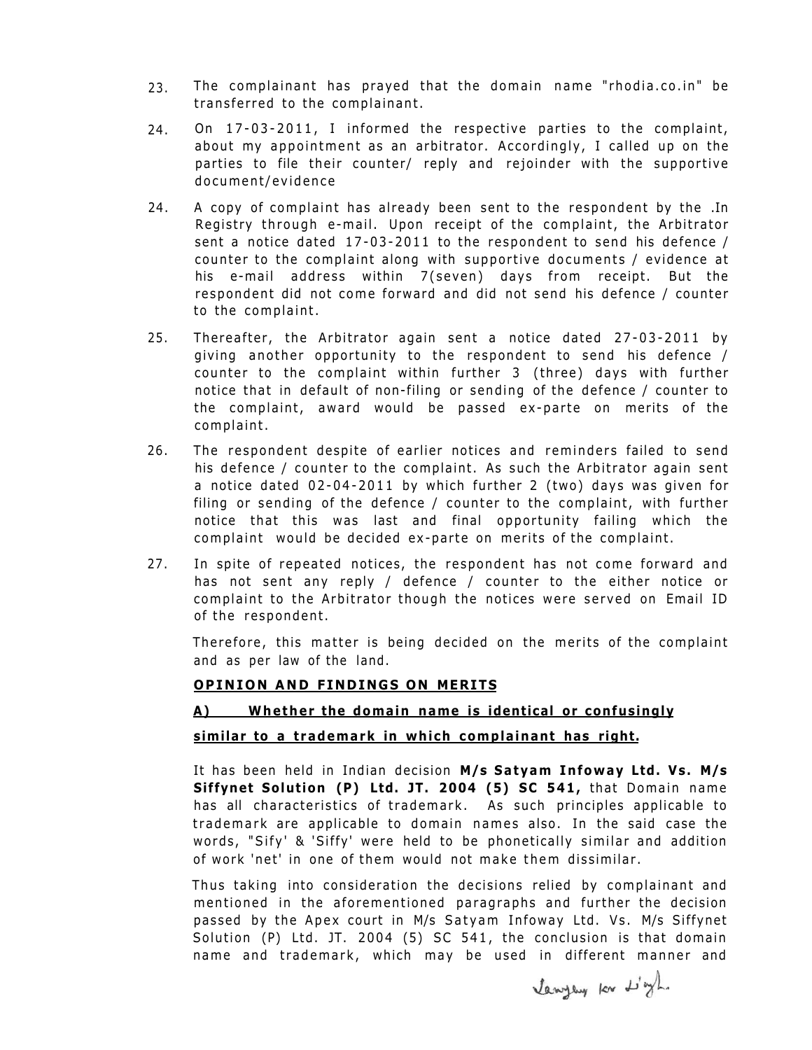23. The complainant has prayed that the domain name "rhodia.co.in" be transferred to the complainant.

24. On 17-03-2011, I informed the respective parties to the complaint, about my appointment as an arbitrator. Accordingly, I called up on the parties to file their counter/ reply and rejoinder with the supportive document/evidence

24. A copy of complaint has already been sent to the respondent by the .In Registry through e-mail. Upon receipt of the complaint, the Arbitrator sent a notice dated 17-03-2011 to the respondent to send his defence / counter to the complaint along with supportive documents / evidence at his e-mail address within 7(seven) days from receipt. But the respondent did not come forward and did not send his defence / counter to the complaint.

25. Thereafter, the Arbitrator again sent a notice dated 27-03-2011 by giving another opportunity to the respondent to send his defence / counter to the complaint within further 3 (three) days with further notice that in default of non-filing or sending of the defence / counter to the complaint, award would be passed ex-parte on merits of the complaint.

26. The respondent despite of earlier notices and reminders failed to send his defence / counter to the complaint. As such the Arbitrator again sent a notice dated 02-04-2011 by which further 2 (two) days was given for filing or sending of the defence / counter to the complaint, with further notice that this was last and final opportunity failing which the complaint would be decided ex-parte on merits of the complaint.

27. In spite of repeated notices, the respondent has not come forward and has not sent any reply / defence / counter to the either notice or complaint to the Arbitrator though the notices were served on Email ID of the respondent.

Therefore, this matter is being decided on the merits of the complaint and as per law of the land.

**OPINION AND FINDINGS ON MERITS**

**A) Whether the domain name is identical or confusingly similar to a trademark in which complainant has right.**

It has been held in Indian decision **M/s Satyam Infoway Ltd. Vs. M/s Siffynet Solution (P) Ltd. JT. 2004 (5) SC 541,** that Domain name has all characteristics of trademark. As such principles applicable to trademark are applicable to domain names also. In the said case the words, "Sify' & 'Siffy' were held to be phonetically similar and addition of work 'net' in one of them would not make them dissimilar.

Thus taking into consideration the decisions relied by complainant and mentioned in the aforementioned paragraphs and further the decision passed by the Apex court in M/s Satyam Infoway Ltd. Vs. M/s Siffynet Solution (P) Ltd. JT. 2004 (5) SC 541, the conclusion is that domain name and trademark, which may be used in different manner and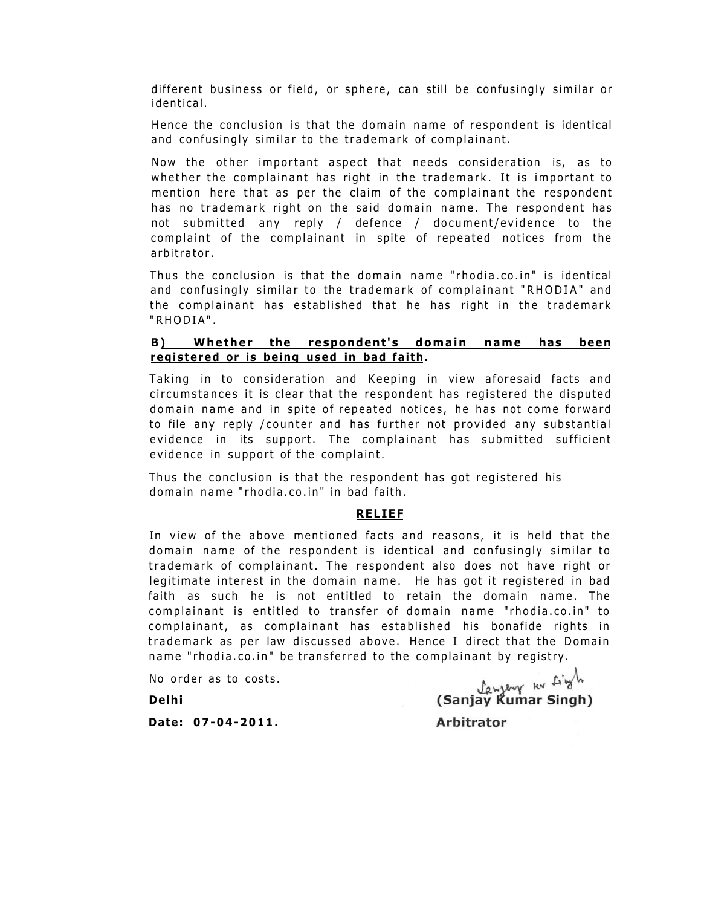different business or field, or sphere, can still be confusingly similar or identical.

Hence the conclusion is that the domain name of respondent is identical and confusingly similar to the trademark of complainant.

Now the other important aspect that needs consideration is, as to whether the complainant has right in the trademark. It is important to mention here that as per the claim of the complainant the respondent has no trademark right on the said domain name. The respondent has not submitted any reply / defence / document/evidence to the complaint of the complainant in spite of repeated notices from the arbitrator.

Thus the conclusion is that the domain name "rhodia.co.in" is identical and confusingly similar to the trademark of complainant "RHODIA" and the complainant has established that he has right in the trademark "RHODIA".

**B) Whether the respondent's domain name has been registered or is being used in bad faith.**

Taking in to consideration and Keeping in view aforesaid facts and circumstances it is clear that the respondent has registered the disputed domain name and in spite of repeated notices, he has not come forward to file any reply /counter and has further not provided any substantial evidence in its support. The complainant has submitted sufficient evidence in support of the complaint.

Thus the conclusion is that the respondent has got registered his domain name "rhodia.co.in" in bad faith.

## RELIEF

In view of the above mentioned facts and reasons, it is held that the domain name of the respondent is identical and confusingly similar to trademark of complainant. The respondent also does not have right or legitimate interest in the domain name. He has got it registered in bad faith as such he is not entitled to retain the domain name. The complainant is entitled to transfer of domain name "rhodia.co.in" to complainant, as complainant has established his bonafide rights in trademark as per law discussed above. Hence I direct that the Domain name "rhodia.co.in" be transferred to the complainant by registry.

No order as to costs.

**Delhi**

**Date: 07-04-2011.**

Sanjay Kr Singh

**(Sanjay Kumar Singh)**

**Arbitrator**